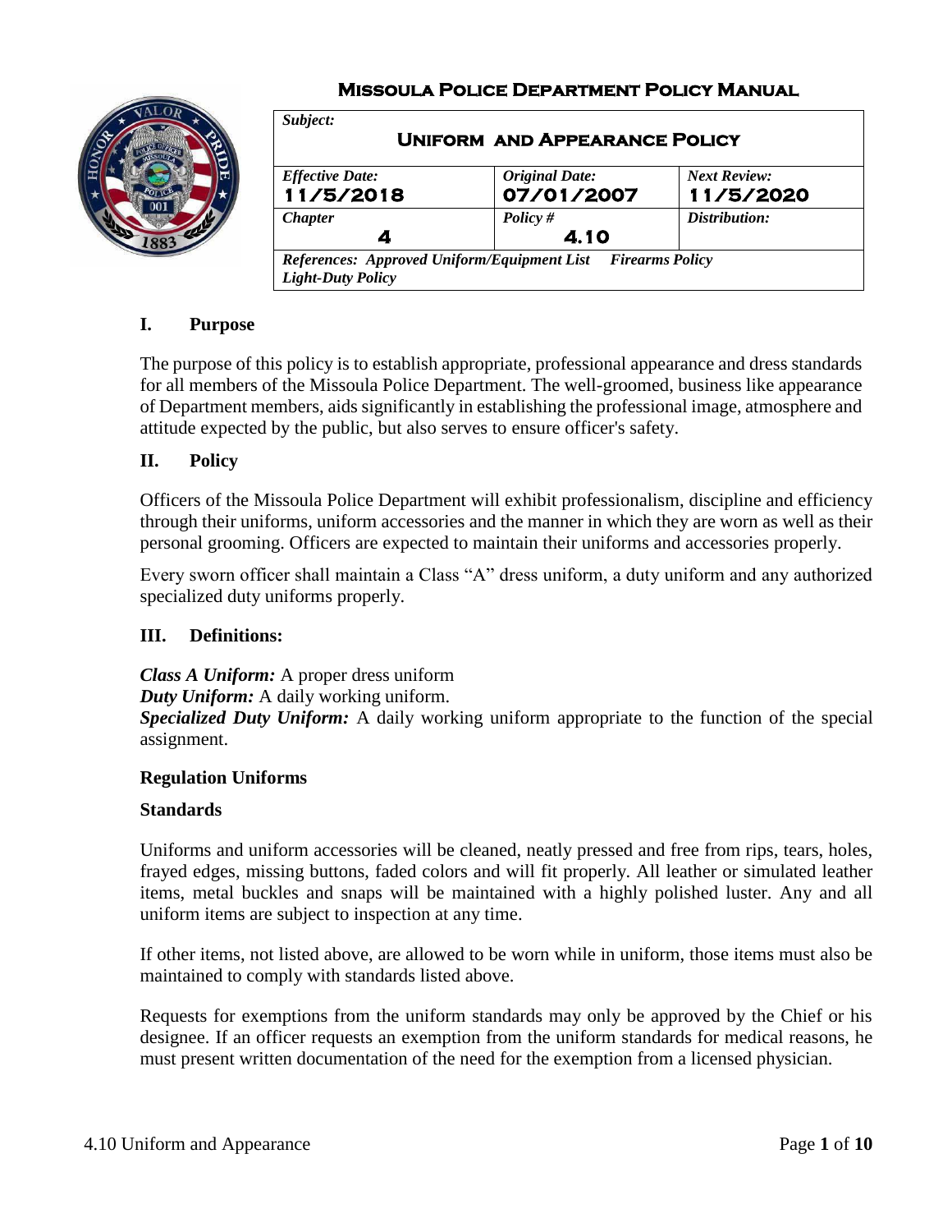# Missoula Police Department Policy Manual

| *Subject:* **Uniform and Appearance Policy** | | |
|---|---|---|
| *Effective Date:* **11/5/2018** | *Original Date:* **07/01/2007** | *Next Review:* **11/5/2020** |
| *Chapter* **4** | *Policy #* **4.10** | *Distribution:* |
| *References: Approved Uniform/Equipment List Firearms Policy Light-Duty Policy* | | |

## I. Purpose

The purpose of this policy is to establish appropriate, professional appearance and dress standards for all members of the Missoula Police Department. The well-groomed, business like appearance of Department members, aids significantly in establishing the professional image, atmosphere and attitude expected by the public, but also serves to ensure officer's safety.

## II. Policy

Officers of the Missoula Police Department will exhibit professionalism, discipline and efficiency through their uniforms, uniform accessories and the manner in which they are worn as well as their personal grooming. Officers are expected to maintain their uniforms and accessories properly.

Every sworn officer shall maintain a Class "A" dress uniform, a duty uniform and any authorized specialized duty uniforms properly.

## III. Definitions:

***Class A Uniform:*** A proper dress uniform
***Duty Uniform:*** A daily working uniform.
***Specialized Duty Uniform:*** A daily working uniform appropriate to the function of the special assignment.

### Regulation Uniforms

### Standards

Uniforms and uniform accessories will be cleaned, neatly pressed and free from rips, tears, holes, frayed edges, missing buttons, faded colors and will fit properly. All leather or simulated leather items, metal buckles and snaps will be maintained with a highly polished luster. Any and all uniform items are subject to inspection at any time.

If other items, not listed above, are allowed to be worn while in uniform, those items must also be maintained to comply with standards listed above.

Requests for exemptions from the uniform standards may only be approved by the Chief or his designee. If an officer requests an exemption from the uniform standards for medical reasons, he must present written documentation of the need for the exemption from a licensed physician.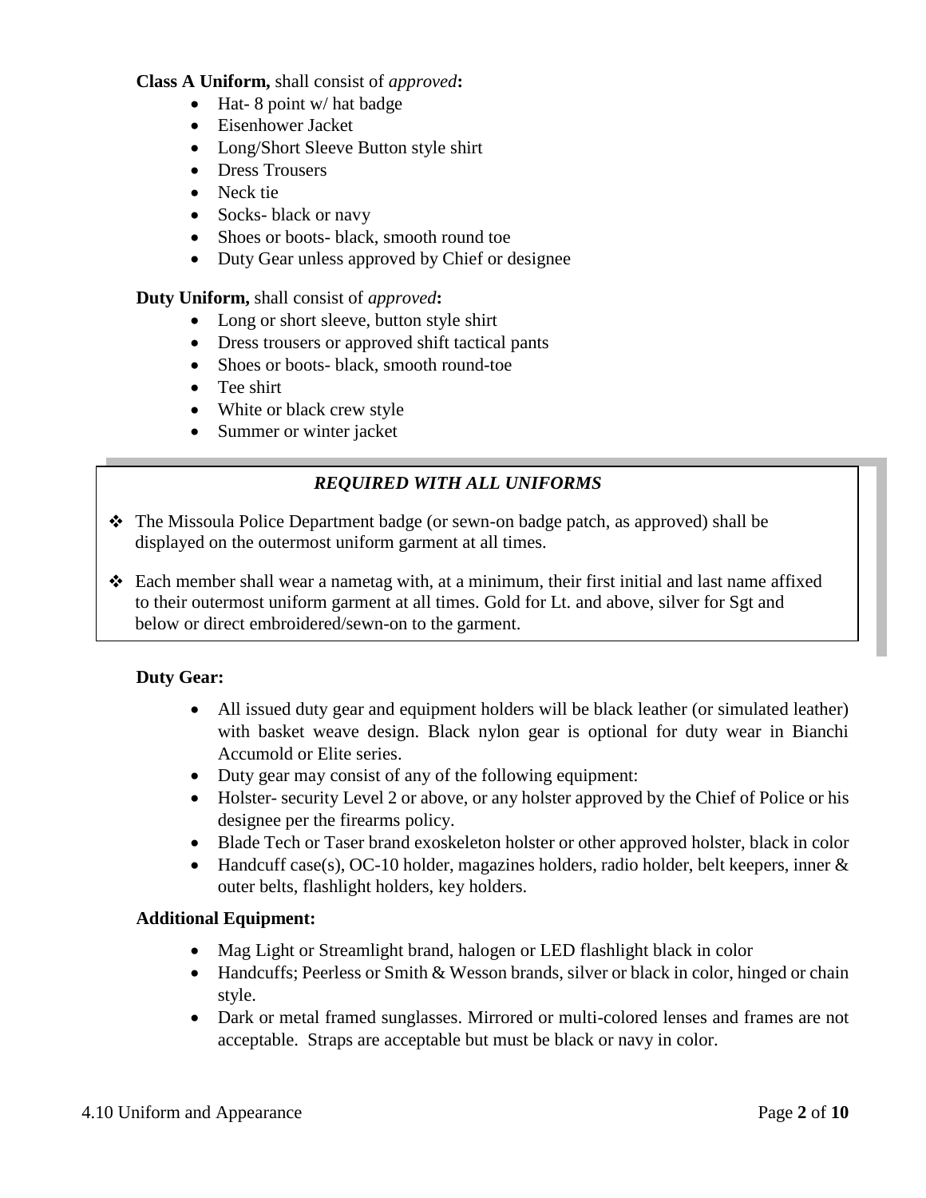**Class A Uniform,** shall consist of *approved***:**

- Hat- 8 point w/ hat badge
- Eisenhower Jacket
- Long/Short Sleeve Button style shirt
- Dress Trousers
- Neck tie
- Socks- black or navy
- Shoes or boots- black, smooth round toe
- Duty Gear unless approved by Chief or designee

**Duty Uniform,** shall consist of *approved***:**

- Long or short sleeve, button style shirt
- Dress trousers or approved shift tactical pants
- Shoes or boots- black, smooth round-toe
- Tee shirt
- White or black crew style
- Summer or winter jacket

***REQUIRED WITH ALL UNIFORMS***

- ❖ The Missoula Police Department badge (or sewn-on badge patch, as approved) shall be displayed on the outermost uniform garment at all times.
- ❖ Each member shall wear a nametag with, at a minimum, their first initial and last name affixed to their outermost uniform garment at all times. Gold for Lt. and above, silver for Sgt and below or direct embroidered/sewn-on to the garment.

**Duty Gear:**

- All issued duty gear and equipment holders will be black leather (or simulated leather) with basket weave design. Black nylon gear is optional for duty wear in Bianchi Accumold or Elite series.
- Duty gear may consist of any of the following equipment:
- Holster- security Level 2 or above, or any holster approved by the Chief of Police or his designee per the firearms policy.
- Blade Tech or Taser brand exoskeleton holster or other approved holster, black in color
- Handcuff case(s), OC-10 holder, magazines holders, radio holder, belt keepers, inner & outer belts, flashlight holders, key holders.

**Additional Equipment:**

- Mag Light or Streamlight brand, halogen or LED flashlight black in color
- Handcuffs; Peerless or Smith & Wesson brands, silver or black in color, hinged or chain style.
- Dark or metal framed sunglasses. Mirrored or multi-colored lenses and frames are not acceptable. Straps are acceptable but must be black or navy in color.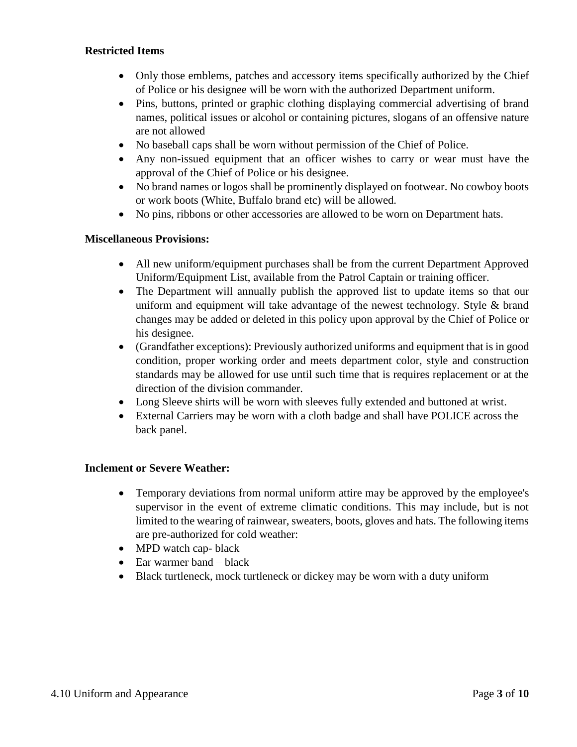**Restricted Items**

- Only those emblems, patches and accessory items specifically authorized by the Chief of Police or his designee will be worn with the authorized Department uniform.
- Pins, buttons, printed or graphic clothing displaying commercial advertising of brand names, political issues or alcohol or containing pictures, slogans of an offensive nature are not allowed
- No baseball caps shall be worn without permission of the Chief of Police.
- Any non-issued equipment that an officer wishes to carry or wear must have the approval of the Chief of Police or his designee.
- No brand names or logos shall be prominently displayed on footwear. No cowboy boots or work boots (White, Buffalo brand etc) will be allowed.
- No pins, ribbons or other accessories are allowed to be worn on Department hats.

**Miscellaneous Provisions:**

- All new uniform/equipment purchases shall be from the current Department Approved Uniform/Equipment List, available from the Patrol Captain or training officer.
- The Department will annually publish the approved list to update items so that our uniform and equipment will take advantage of the newest technology. Style & brand changes may be added or deleted in this policy upon approval by the Chief of Police or his designee.
- (Grandfather exceptions): Previously authorized uniforms and equipment that is in good condition, proper working order and meets department color, style and construction standards may be allowed for use until such time that is requires replacement or at the direction of the division commander.
- Long Sleeve shirts will be worn with sleeves fully extended and buttoned at wrist.
- External Carriers may be worn with a cloth badge and shall have POLICE across the back panel.

**Inclement or Severe Weather:**

- Temporary deviations from normal uniform attire may be approved by the employee's supervisor in the event of extreme climatic conditions. This may include, but is not limited to the wearing of rainwear, sweaters, boots, gloves and hats. The following items are pre-authorized for cold weather:
- MPD watch cap- black
- Ear warmer band – black
- Black turtleneck, mock turtleneck or dickey may be worn with a duty uniform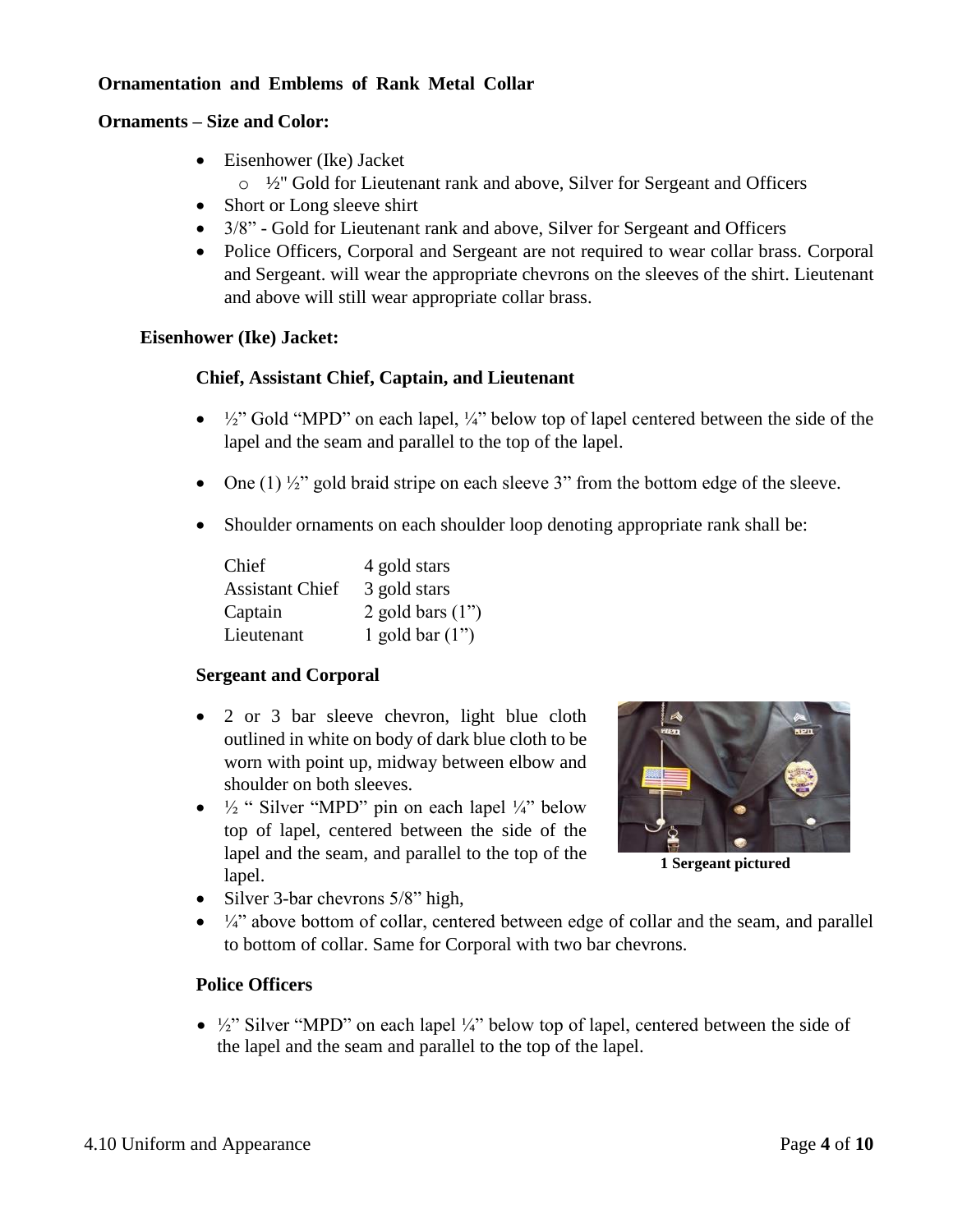**Ornamentation and Emblems of Rank Metal Collar**

**Ornaments – Size and Color:**

- Eisenhower (Ike) Jacket
  - ½" Gold for Lieutenant rank and above, Silver for Sergeant and Officers
- Short or Long sleeve shirt
- 3/8" - Gold for Lieutenant rank and above, Silver for Sergeant and Officers
- Police Officers, Corporal and Sergeant are not required to wear collar brass. Corporal and Sergeant. will wear the appropriate chevrons on the sleeves of the shirt. Lieutenant and above will still wear appropriate collar brass.

**Eisenhower (Ike) Jacket:**

**Chief, Assistant Chief, Captain, and Lieutenant**

- ½" Gold "MPD" on each lapel, ¼" below top of lapel centered between the side of the lapel and the seam and parallel to the top of the lapel.
- One (1) ½" gold braid stripe on each sleeve 3" from the bottom edge of the sleeve.
- Shoulder ornaments on each shoulder loop denoting appropriate rank shall be:

| | |
|---|---|
| Chief | 4 gold stars |
| Assistant Chief | 3 gold stars |
| Captain | 2 gold bars (1") |
| Lieutenant | 1 gold bar (1") |

**Sergeant and Corporal**

- 2 or 3 bar sleeve chevron, light blue cloth outlined in white on body of dark blue cloth to be worn with point up, midway between elbow and shoulder on both sleeves.
- ½ " Silver "MPD" pin on each lapel ¼" below top of lapel, centered between the side of the lapel and the seam, and parallel to the top of the lapel.
- Silver 3-bar chevrons 5/8" high,
- ¼" above bottom of collar, centered between edge of collar and the seam, and parallel to bottom of collar. Same for Corporal with two bar chevrons.

**1 Sergeant pictured**

**Police Officers**

- ½" Silver "MPD" on each lapel ¼" below top of lapel, centered between the side of the lapel and the seam and parallel to the top of the lapel.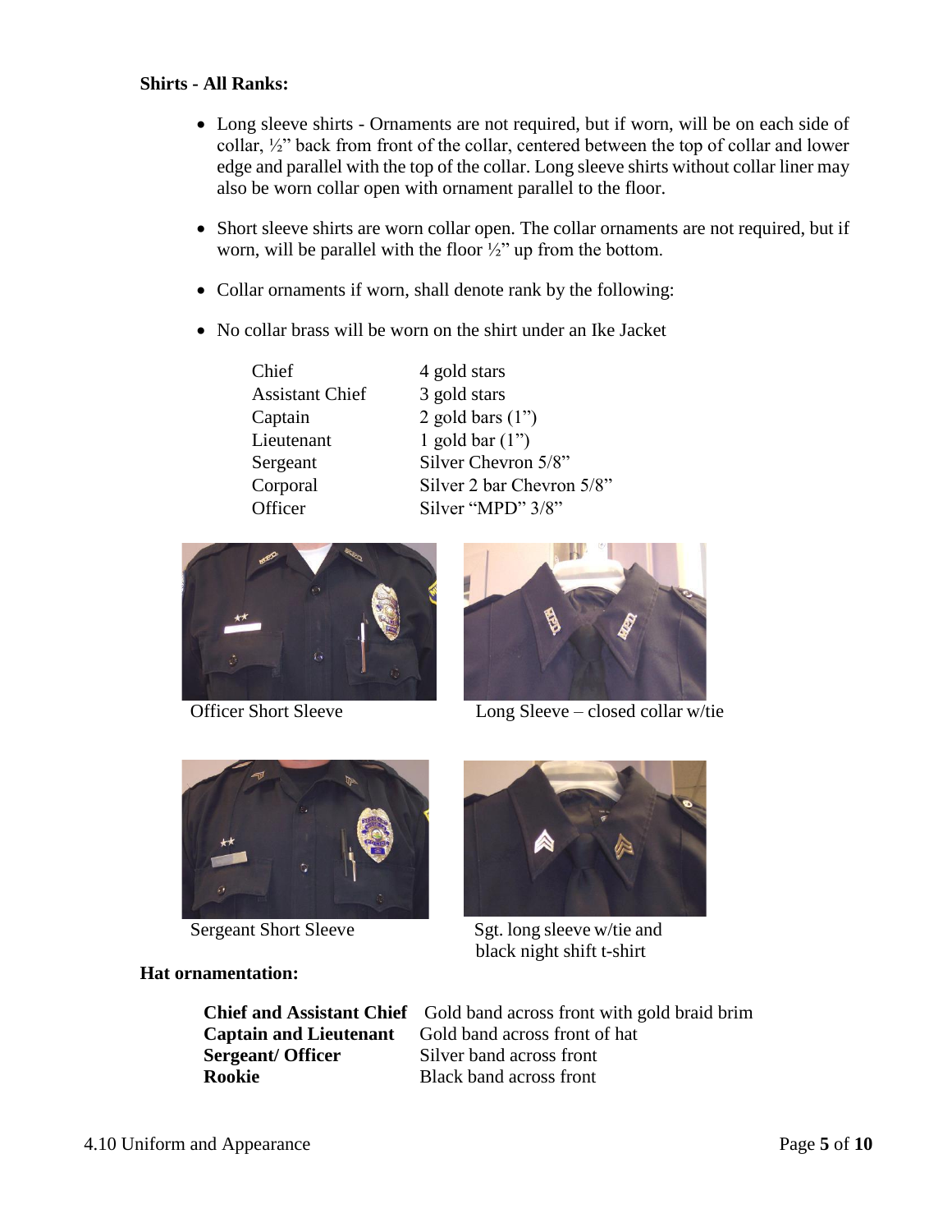**Shirts - All Ranks:**

- Long sleeve shirts - Ornaments are not required, but if worn, will be on each side of collar, ½" back from front of the collar, centered between the top of collar and lower edge and parallel with the top of the collar. Long sleeve shirts without collar liner may also be worn collar open with ornament parallel to the floor.
- Short sleeve shirts are worn collar open. The collar ornaments are not required, but if worn, will be parallel with the floor ½" up from the bottom.
- Collar ornaments if worn, shall denote rank by the following:
- No collar brass will be worn on the shirt under an Ike Jacket

| | |
|---|---|
| Chief | 4 gold stars |
| Assistant Chief | 3 gold stars |
| Captain | 2 gold bars (1") |
| Lieutenant | 1 gold bar (1") |
| Sergeant | Silver Chevron 5/8" |
| Corporal | Silver 2 bar Chevron 5/8" |
| Officer | Silver "MPD" 3/8" |

Officer Short Sleeve

Long Sleeve – closed collar w/tie

Sergeant Short Sleeve

Sgt. long sleeve w/tie and black night shift t-shirt

**Hat ornamentation:**

| | |
|---|---|
| **Chief and Assistant Chief** | Gold band across front with gold braid brim |
| **Captain and Lieutenant** | Gold band across front of hat |
| **Sergeant/ Officer** | Silver band across front |
| **Rookie** | Black band across front |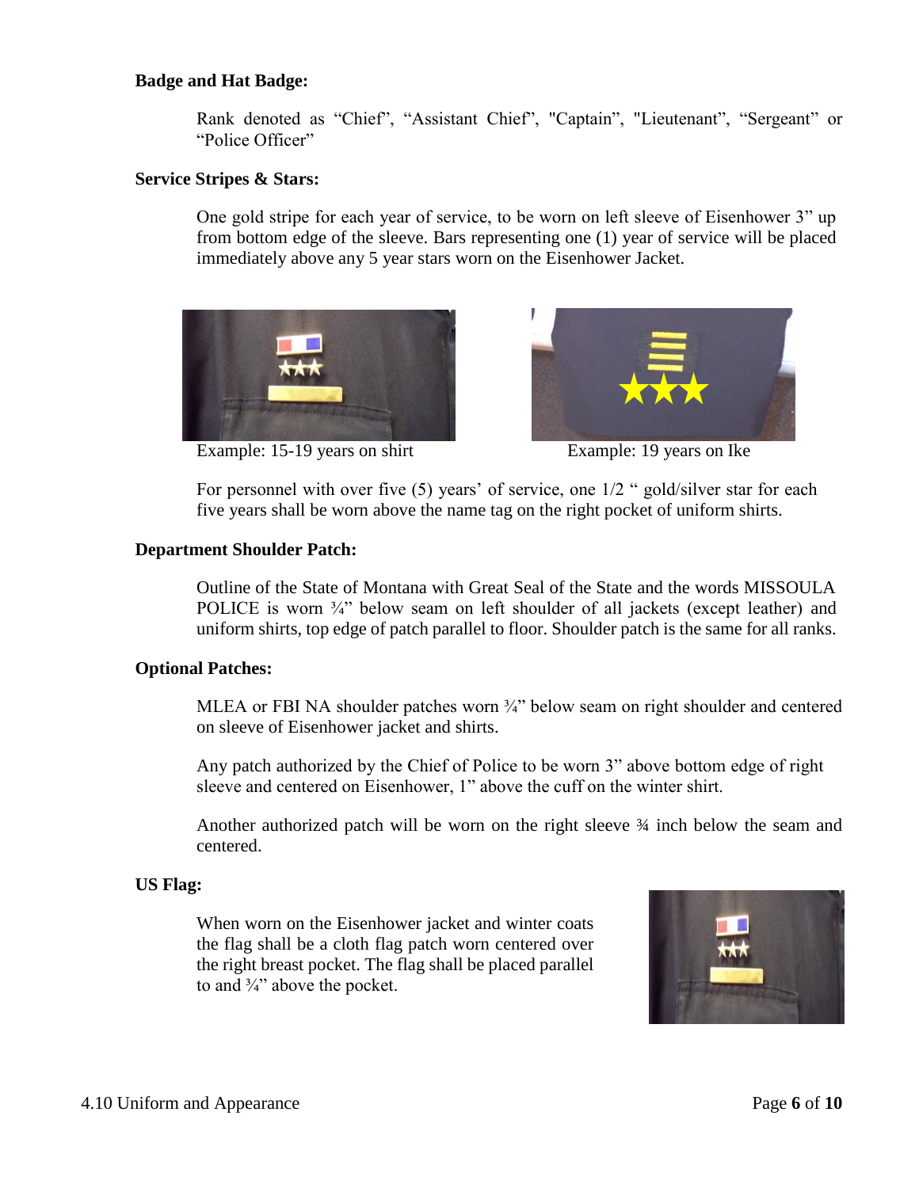**Badge and Hat Badge:**

Rank denoted as "Chief", "Assistant Chief", "Captain", "Lieutenant", "Sergeant" or "Police Officer"

**Service Stripes & Stars:**

One gold stripe for each year of service, to be worn on left sleeve of Eisenhower 3" up from bottom edge of the sleeve. Bars representing one (1) year of service will be placed immediately above any 5 year stars worn on the Eisenhower Jacket.

Example: 15-19 years on shirt

Example: 19 years on Ike

For personnel with over five (5) years' of service, one 1/2 " gold/silver star for each five years shall be worn above the name tag on the right pocket of uniform shirts.

**Department Shoulder Patch:**

Outline of the State of Montana with Great Seal of the State and the words MISSOULA POLICE is worn ¾" below seam on left shoulder of all jackets (except leather) and uniform shirts, top edge of patch parallel to floor. Shoulder patch is the same for all ranks.

**Optional Patches:**

MLEA or FBI NA shoulder patches worn ¾" below seam on right shoulder and centered on sleeve of Eisenhower jacket and shirts.

Any patch authorized by the Chief of Police to be worn 3" above bottom edge of right sleeve and centered on Eisenhower, 1" above the cuff on the winter shirt.

Another authorized patch will be worn on the right sleeve ¾ inch below the seam and centered.

**US Flag:**

When worn on the Eisenhower jacket and winter coats the flag shall be a cloth flag patch worn centered over the right breast pocket. The flag shall be placed parallel to and ¾" above the pocket.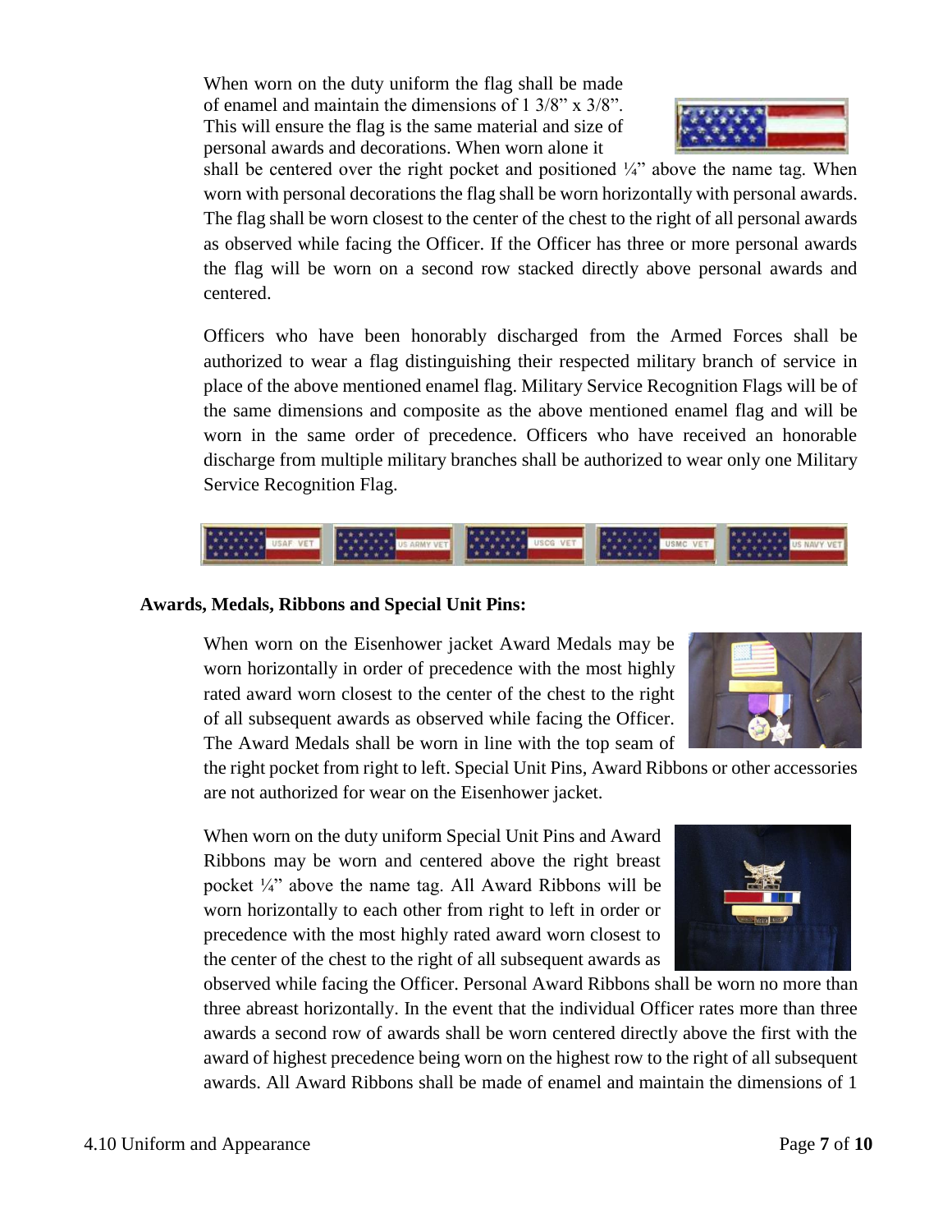When worn on the duty uniform the flag shall be made of enamel and maintain the dimensions of 1 3/8" x 3/8". This will ensure the flag is the same material and size of personal awards and decorations. When worn alone it shall be centered over the right pocket and positioned ¼" above the name tag. When worn with personal decorations the flag shall be worn horizontally with personal awards. The flag shall be worn closest to the center of the chest to the right of all personal awards as observed while facing the Officer. If the Officer has three or more personal awards the flag will be worn on a second row stacked directly above personal awards and centered.

Officers who have been honorably discharged from the Armed Forces shall be authorized to wear a flag distinguishing their respected military branch of service in place of the above mentioned enamel flag. Military Service Recognition Flags will be of the same dimensions and composite as the above mentioned enamel flag and will be worn in the same order of precedence. Officers who have received an honorable discharge from multiple military branches shall be authorized to wear only one Military Service Recognition Flag.

**Awards, Medals, Ribbons and Special Unit Pins:**

When worn on the Eisenhower jacket Award Medals may be worn horizontally in order of precedence with the most highly rated award worn closest to the center of the chest to the right of all subsequent awards as observed while facing the Officer. The Award Medals shall be worn in line with the top seam of the right pocket from right to left. Special Unit Pins, Award Ribbons or other accessories are not authorized for wear on the Eisenhower jacket.

When worn on the duty uniform Special Unit Pins and Award Ribbons may be worn and centered above the right breast pocket ¼" above the name tag. All Award Ribbons will be worn horizontally to each other from right to left in order or precedence with the most highly rated award worn closest to the center of the chest to the right of all subsequent awards as observed while facing the Officer. Personal Award Ribbons shall be worn no more than three abreast horizontally. In the event that the individual Officer rates more than three awards a second row of awards shall be worn centered directly above the first with the award of highest precedence being worn on the highest row to the right of all subsequent awards. All Award Ribbons shall be made of enamel and maintain the dimensions of 1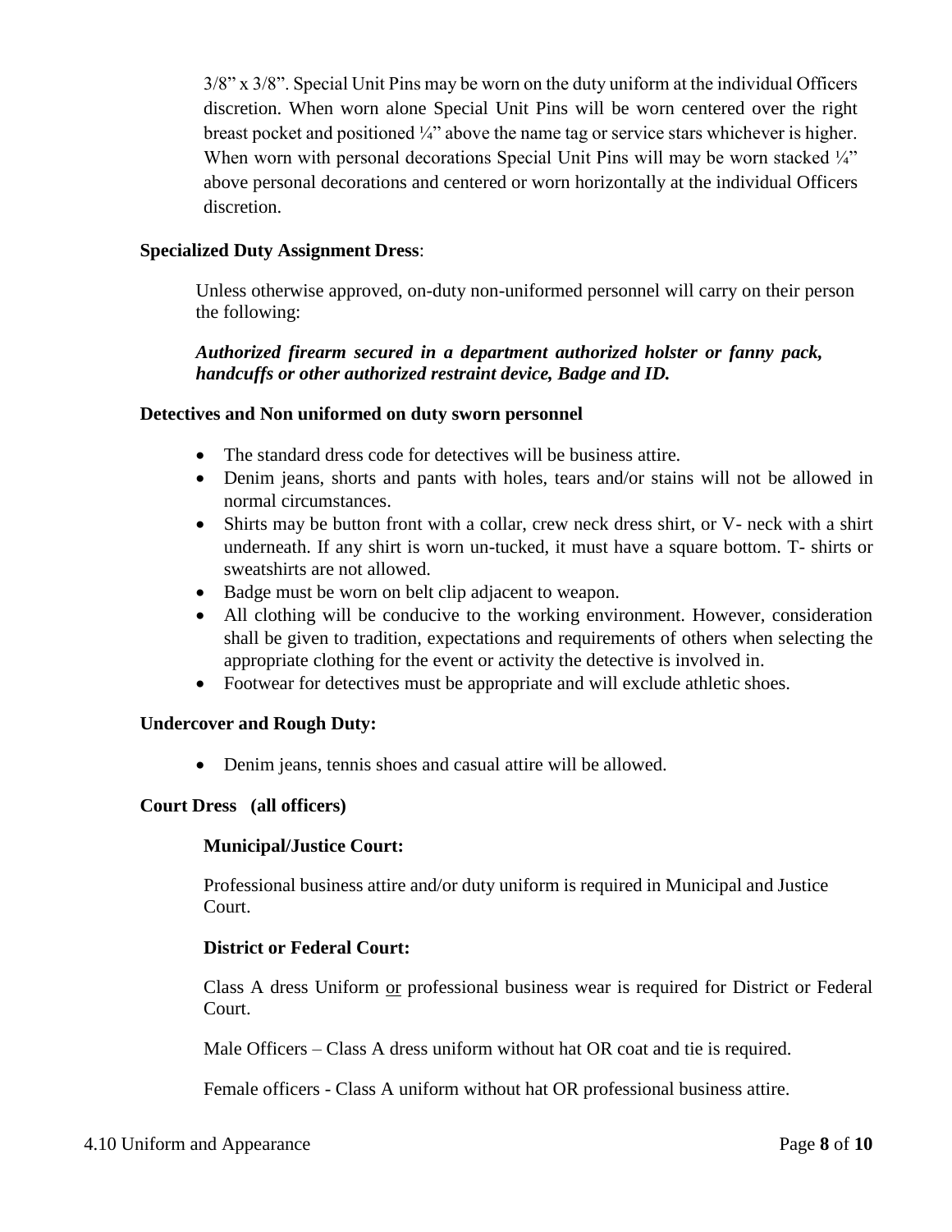3/8" x 3/8". Special Unit Pins may be worn on the duty uniform at the individual Officers discretion. When worn alone Special Unit Pins will be worn centered over the right breast pocket and positioned ¼" above the name tag or service stars whichever is higher. When worn with personal decorations Special Unit Pins will may be worn stacked ¼" above personal decorations and centered or worn horizontally at the individual Officers discretion.

**Specialized Duty Assignment Dress**:

Unless otherwise approved, on-duty non-uniformed personnel will carry on their person the following:

***Authorized firearm secured in a department authorized holster or fanny pack, handcuffs or other authorized restraint device, Badge and ID.***

**Detectives and Non uniformed on duty sworn personnel**

- The standard dress code for detectives will be business attire.
- Denim jeans, shorts and pants with holes, tears and/or stains will not be allowed in normal circumstances.
- Shirts may be button front with a collar, crew neck dress shirt, or V- neck with a shirt underneath. If any shirt is worn un-tucked, it must have a square bottom. T- shirts or sweatshirts are not allowed.
- Badge must be worn on belt clip adjacent to weapon.
- All clothing will be conducive to the working environment. However, consideration shall be given to tradition, expectations and requirements of others when selecting the appropriate clothing for the event or activity the detective is involved in.
- Footwear for detectives must be appropriate and will exclude athletic shoes.

**Undercover and Rough Duty:**

- Denim jeans, tennis shoes and casual attire will be allowed.

**Court Dress (all officers)**

**Municipal/Justice Court:**

Professional business attire and/or duty uniform is required in Municipal and Justice Court.

**District or Federal Court:**

Class A dress Uniform <u>or</u> professional business wear is required for District or Federal Court.

Male Officers – Class A dress uniform without hat OR coat and tie is required.

Female officers - Class A uniform without hat OR professional business attire.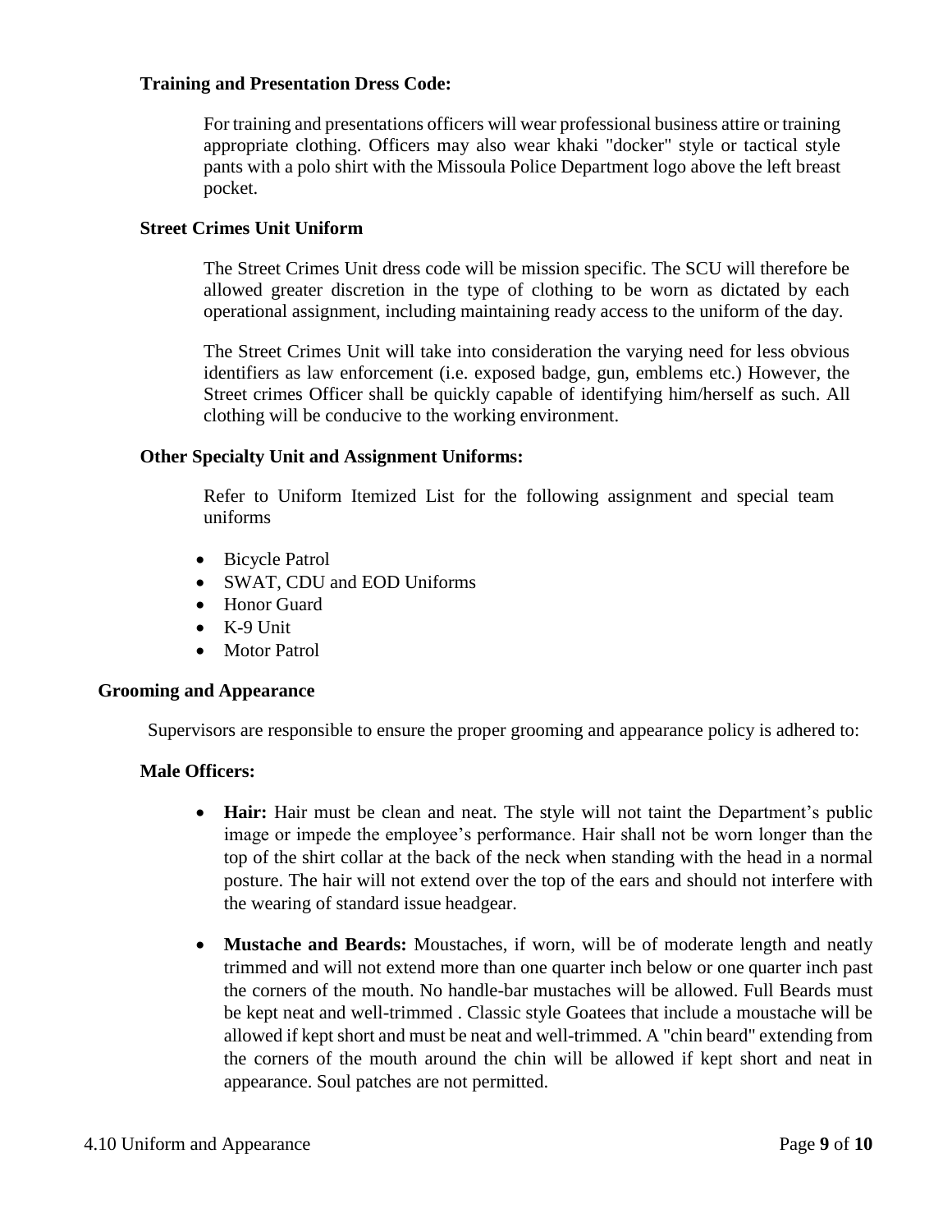**Training and Presentation Dress Code:**

For training and presentations officers will wear professional business attire or training appropriate clothing. Officers may also wear khaki "docker" style or tactical style pants with a polo shirt with the Missoula Police Department logo above the left breast pocket.

**Street Crimes Unit Uniform**

The Street Crimes Unit dress code will be mission specific. The SCU will therefore be allowed greater discretion in the type of clothing to be worn as dictated by each operational assignment, including maintaining ready access to the uniform of the day.

The Street Crimes Unit will take into consideration the varying need for less obvious identifiers as law enforcement (i.e. exposed badge, gun, emblems etc.) However, the Street crimes Officer shall be quickly capable of identifying him/herself as such. All clothing will be conducive to the working environment.

**Other Specialty Unit and Assignment Uniforms:**

Refer to Uniform Itemized List for the following assignment and special team uniforms

- Bicycle Patrol
- SWAT, CDU and EOD Uniforms
- Honor Guard
- K-9 Unit
- Motor Patrol

**Grooming and Appearance**

Supervisors are responsible to ensure the proper grooming and appearance policy is adhered to:

**Male Officers:**

- **Hair:** Hair must be clean and neat. The style will not taint the Department's public image or impede the employee's performance. Hair shall not be worn longer than the top of the shirt collar at the back of the neck when standing with the head in a normal posture. The hair will not extend over the top of the ears and should not interfere with the wearing of standard issue headgear.
- **Mustache and Beards:** Moustaches, if worn, will be of moderate length and neatly trimmed and will not extend more than one quarter inch below or one quarter inch past the corners of the mouth. No handle-bar mustaches will be allowed. Full Beards must be kept neat and well-trimmed . Classic style Goatees that include a moustache will be allowed if kept short and must be neat and well-trimmed. A "chin beard" extending from the corners of the mouth around the chin will be allowed if kept short and neat in appearance. Soul patches are not permitted.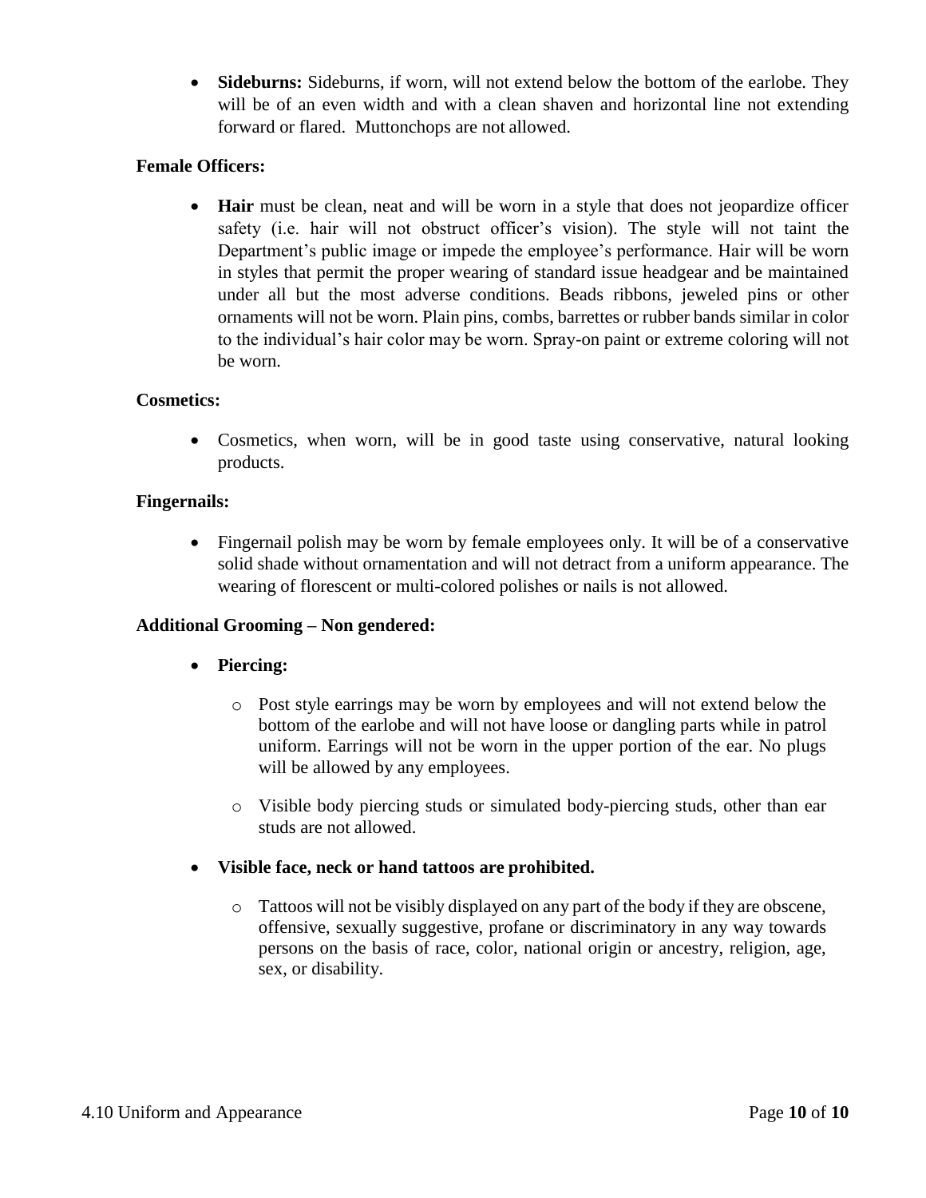- **Sideburns:** Sideburns, if worn, will not extend below the bottom of the earlobe. They will be of an even width and with a clean shaven and horizontal line not extending forward or flared. Muttonchops are not allowed.

**Female Officers:**

- **Hair** must be clean, neat and will be worn in a style that does not jeopardize officer safety (i.e. hair will not obstruct officer's vision). The style will not taint the Department's public image or impede the employee's performance. Hair will be worn in styles that permit the proper wearing of standard issue headgear and be maintained under all but the most adverse conditions. Beads ribbons, jeweled pins or other ornaments will not be worn. Plain pins, combs, barrettes or rubber bands similar in color to the individual's hair color may be worn. Spray-on paint or extreme coloring will not be worn.

**Cosmetics:**

- Cosmetics, when worn, will be in good taste using conservative, natural looking products.

**Fingernails:**

- Fingernail polish may be worn by female employees only. It will be of a conservative solid shade without ornamentation and will not detract from a uniform appearance. The wearing of florescent or multi-colored polishes or nails is not allowed.

**Additional Grooming – Non gendered:**

- **Piercing:**
  - Post style earrings may be worn by employees and will not extend below the bottom of the earlobe and will not have loose or dangling parts while in patrol uniform. Earrings will not be worn in the upper portion of the ear. No plugs will be allowed by any employees.
  - Visible body piercing studs or simulated body-piercing studs, other than ear studs are not allowed.
- **Visible face, neck or hand tattoos are prohibited.**
  - Tattoos will not be visibly displayed on any part of the body if they are obscene, offensive, sexually suggestive, profane or discriminatory in any way towards persons on the basis of race, color, national origin or ancestry, religion, age, sex, or disability.